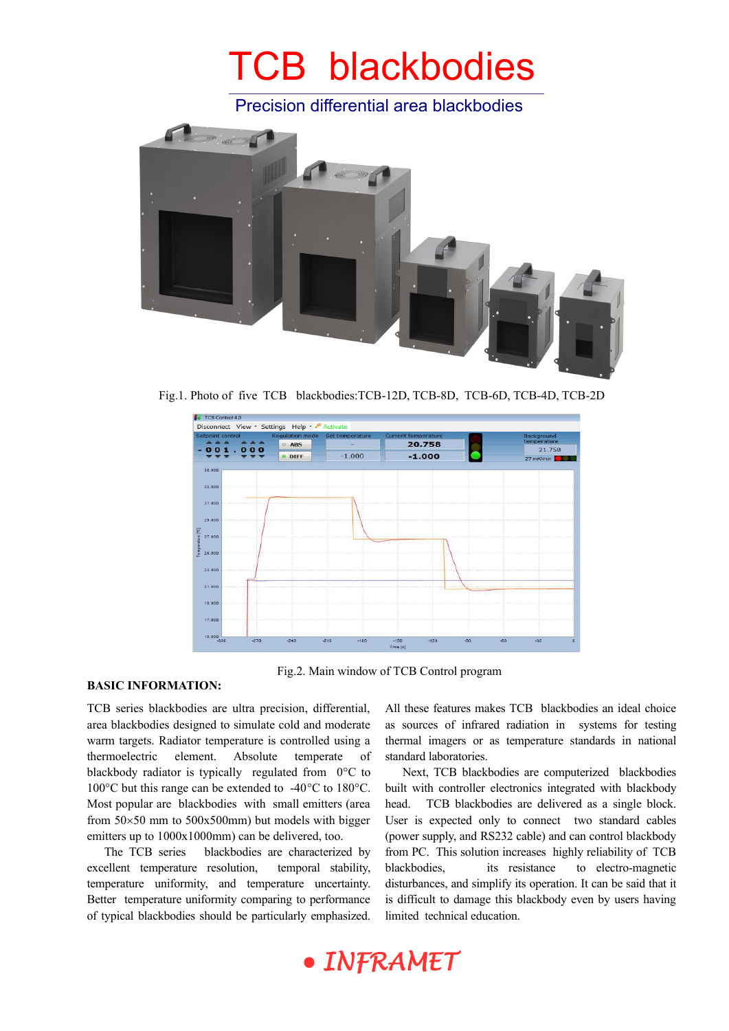# TCB blackbodies

## Precision differential area blackbodies

Fig.1. Photo of five TCB blackbodies:TCB-12D, TCB-8D, TCB-6D, TCB-4D, TCB-2D

Fig.2. Main window of TCB Control program

**BASIC INFORMATION:**

TCB series blackbodies are ultra precision, differential, area blackbodies designed to simulate cold and moderate warm targets. Radiator temperature is controlled using a thermoelectric element. Absolute temperate of blackbody radiator is typically regulated from 0°C to 100°C but this range can be extended to -40°C to 180°C. Most popular are blackbodies with small emitters (area from 50×50 mm to 500x500mm) but models with bigger emitters up to 1000x1000mm) can be delivered, too.

The TCB series blackbodies are characterized by excellent temperature resolution, temporal stability, temperature uniformity, and temperature uncertainty. Better temperature uniformity comparing to performance of typical blackbodies should be particularly emphasized.

All these features makes TCB blackbodies an ideal choice as sources of infrared radiation in systems for testing thermal imagers or as temperature standards in national standard laboratories.

Next, TCB blackbodies are computerized blackbodies built with controller electronics integrated with blackbody head. TCB blackbodies are delivered as a single block. User is expected only to connect two standard cables (power supply, and RS232 cable) and can control blackbody from PC. This solution increases highly reliability of TCB blackbodies, its resistance to electro-magnetic disturbances, and simplify its operation. It can be said that it is difficult to damage this blackbody even by users having limited technical education.

INFRAMET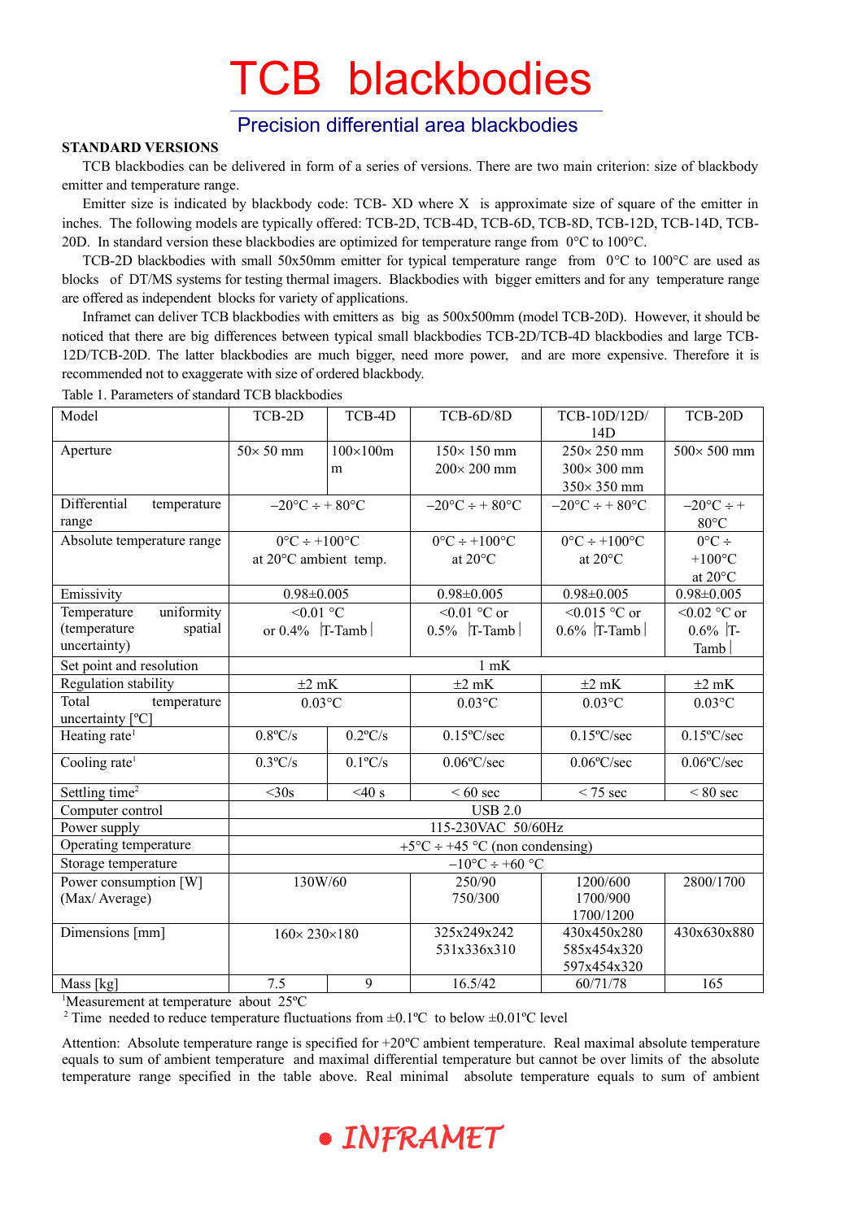// TCB blackbodies

## Precision differential area blackbodies

**STANDARD VERSIONS**

TCB blackbodies can be delivered in form of a series of versions. There are two main criterion: size of blackbody emitter and temperature range.

Emitter size is indicated by blackbody code: TCB- XD where X is approximate size of square of the emitter in inches. The following models are typically offered: TCB-2D, TCB-4D, TCB-6D, TCB-8D, TCB-12D, TCB-14D, TCB-20D. In standard version these blackbodies are optimized for temperature range from 0°C to 100°C.

TCB-2D blackbodies with small 50x50mm emitter for typical temperature range from 0°C to 100°C are used as blocks of DT/MS systems for testing thermal imagers. Blackbodies with bigger emitters and for any temperature range are offered as independent blocks for variety of applications.

Inframet can deliver TCB blackbodies with emitters as big as 500x500mm (model TCB-20D). However, it should be noticed that there are big differences between typical small blackbodies TCB-2D/TCB-4D blackbodies and large TCB-12D/TCB-20D. The latter blackbodies are much bigger, need more power, and are more expensive. Therefore it is recommended not to exaggerate with size of ordered blackbody.

Table 1. Parameters of standard TCB blackbodies

| Model | TCB-2D | TCB-4D | TCB-6D/8D | TCB-10D/12D/14D | TCB-20D |
|---|---|---|---|---|---|
| Aperture | 50× 50 mm | 100×100mm | 150× 150 mm<br>200× 200 mm | 250× 250 mm<br>300× 300 mm<br>350× 350 mm | 500× 500 mm |
| Differential temperature range | −20°C ÷ + 80°C | | −20°C ÷ + 80°C | −20°C ÷ + 80°C | −20°C ÷ + 80°C |
| Absolute temperature range | 0°C ÷ +100°C at 20°C ambient temp. | | 0°C ÷ +100°C at 20°C | 0°C ÷ +100°C at 20°C | 0°C ÷ +100°C at 20°C |
| Emissivity | 0.98±0.005 | | 0.98±0.005 | 0.98±0.005 | 0.98±0.005 |
| Temperature uniformity (temperature spatial uncertainty) | <0.01 °C or 0.4% \|T-Tamb\| | | <0.01 °C or 0.5% \|T-Tamb\| | <0.015 °C or 0.6% \|T-Tamb\| | <0.02 °C or 0.6% \|T-Tamb\| |
| Set point and resolution | 1 mK | | | | |
| Regulation stability | ±2 mK | | ±2 mK | ±2 mK | ±2 mK |
| Total temperature uncertainty [ºC] | 0.03°C | | 0.03°C | 0.03°C | 0.03°C |
| Heating rate[1] | 0.8ºC/s | 0.2ºC/s | 0.15ºC/sec | 0.15ºC/sec | 0.15ºC/sec |
| Cooling rate[1] | 0.3ºC/s | 0.1ºC/s | 0.06ºC/sec | 0.06ºC/sec | 0.06ºC/sec |
| Settling time[2] | <30s | <40 s | < 60 sec | < 75 sec | < 80 sec |
| Computer control | USB 2.0 | | | | |
| Power supply | 115-230VAC 50/60Hz | | | | |
| Operating temperature | +5°C ÷ +45 °C (non condensing) | | | | |
| Storage temperature | −10°C ÷ +60 °C | | | | |
| Power consumption [W] (Max/ Average) | 130W/60 | | 250/90<br>750/300 | 1200/600<br>1700/900<br>1700/1200 | 2800/1700 |
| Dimensions [mm] | 160× 230×180 | | 325x249x242<br>531x336x310 | 430x450x280<br>585x454x320<br>597x454x320 | 430x630x880 |
| Mass [kg] | 7.5 | 9 | 16.5/42 | 60/71/78 | 165 |

[1]Measurement at temperature about 25ºC
[2] Time needed to reduce temperature fluctuations from ±0.1ºC to below ±0.01ºC level

Attention: Absolute temperature range is specified for +20ºC ambient temperature. Real maximal absolute temperature equals to sum of ambient temperature and maximal differential temperature but cannot be over limits of the absolute temperature range specified in the table above. Real minimal absolute temperature equals to sum of ambient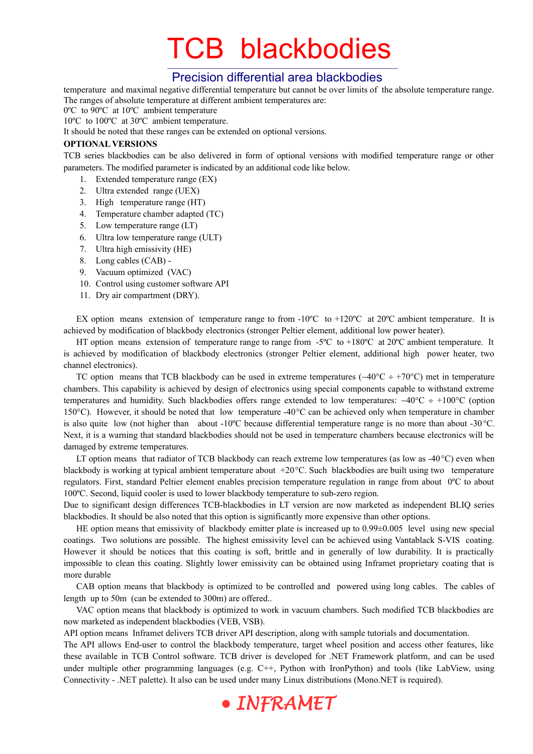temperature and maximal negative differential temperature but cannot be over limits of the absolute temperature range. The ranges of absolute temperature at different ambient temperatures are:

0ºC to 90ºC at 10ºC ambient temperature

10ºC to 100ºC at 30ºC ambient temperature.

It should be noted that these ranges can be extended on optional versions.

**OPTIONAL VERSIONS**

TCB series blackbodies can be also delivered in form of optional versions with modified temperature range or other parameters. The modified parameter is indicated by an additional code like below.

1. Extended temperature range (EX)
2. Ultra extended range (UEX)
3. High temperature range (HT)
4. Temperature chamber adapted (TC)
5. Low temperature range (LT)
6. Ultra low temperature range (ULT)
7. Ultra high emissivity (HE)
8. Long cables (CAB) -
9. Vacuum optimized (VAC)
10. Control using customer software API
11. Dry air compartment (DRY).

EX option means extension of temperature range to from -10ºC to +120ºC at 20ºC ambient temperature. It is achieved by modification of blackbody electronics (stronger Peltier element, additional low power heater).

HT option means extension of temperature range to range from -5ºC to +180ºC at 20ºC ambient temperature. It is achieved by modification of blackbody electronics (stronger Peltier element, additional high power heater, two channel electronics).

TC option means that TCB blackbody can be used in extreme temperatures (−40°C ÷ +70°C) met in temperature chambers. This capability is achieved by design of electronics using special components capable to withstand extreme temperatures and humidity. Such blackbodies offers range extended to low temperatures: −40°C ÷ +100°C (option 150°C). However, it should be noted that low temperature -40°C can be achieved only when temperature in chamber is also quite low (not higher than about -10ºC because differential temperature range is no more than about -30°C. Next, it is a warning that standard blackbodies should not be used in temperature chambers because electronics will be damaged by extreme temperatures.

LT option means that radiator of TCB blackbody can reach extreme low temperatures (as low as -40°C) even when blackbody is working at typical ambient temperature about +20°C. Such blackbodies are built using two temperature regulators. First, standard Peltier element enables precision temperature regulation in range from about 0ºC to about 100ºC. Second, liquid cooler is used to lower blackbody temperature to sub-zero region.

Due to significant design differences TCB-blackbodies in LT version are now marketed as independent BLIQ series blackbodies. It should be also noted that this option is significantly more expensive than other options.

HE option means that emissivity of blackbody emitter plate is increased up to 0.99±0.005 level using new special coatings. Two solutions are possible. The highest emissivity level can be achieved using Vantablack S-VIS coating. However it should be notices that this coating is soft, brittle and in generally of low durability. It is practically impossible to clean this coating. Slightly lower emissivity can be obtained using Inframet proprietary coating that is more durable

CAB option means that blackbody is optimized to be controlled and powered using long cables. The cables of length up to 50m (can be extended to 300m) are offered..

VAC option means that blackbody is optimized to work in vacuum chambers. Such modified TCB blackbodies are now marketed as independent blackbodies (VEB, VSB).

API option means Inframet delivers TCB driver API description, along with sample tutorials and documentation.

The API allows End-user to control the blackbody temperature, target wheel position and access other features, like these available in TCB Control software. TCB driver is developed for .NET Framework platform, and can be used under multiple other programming languages (e.g. C++, Python with IronPython) and tools (like LabView, using Connectivity - .NET palette). It also can be used under many Linux distributions (Mono.NET is required).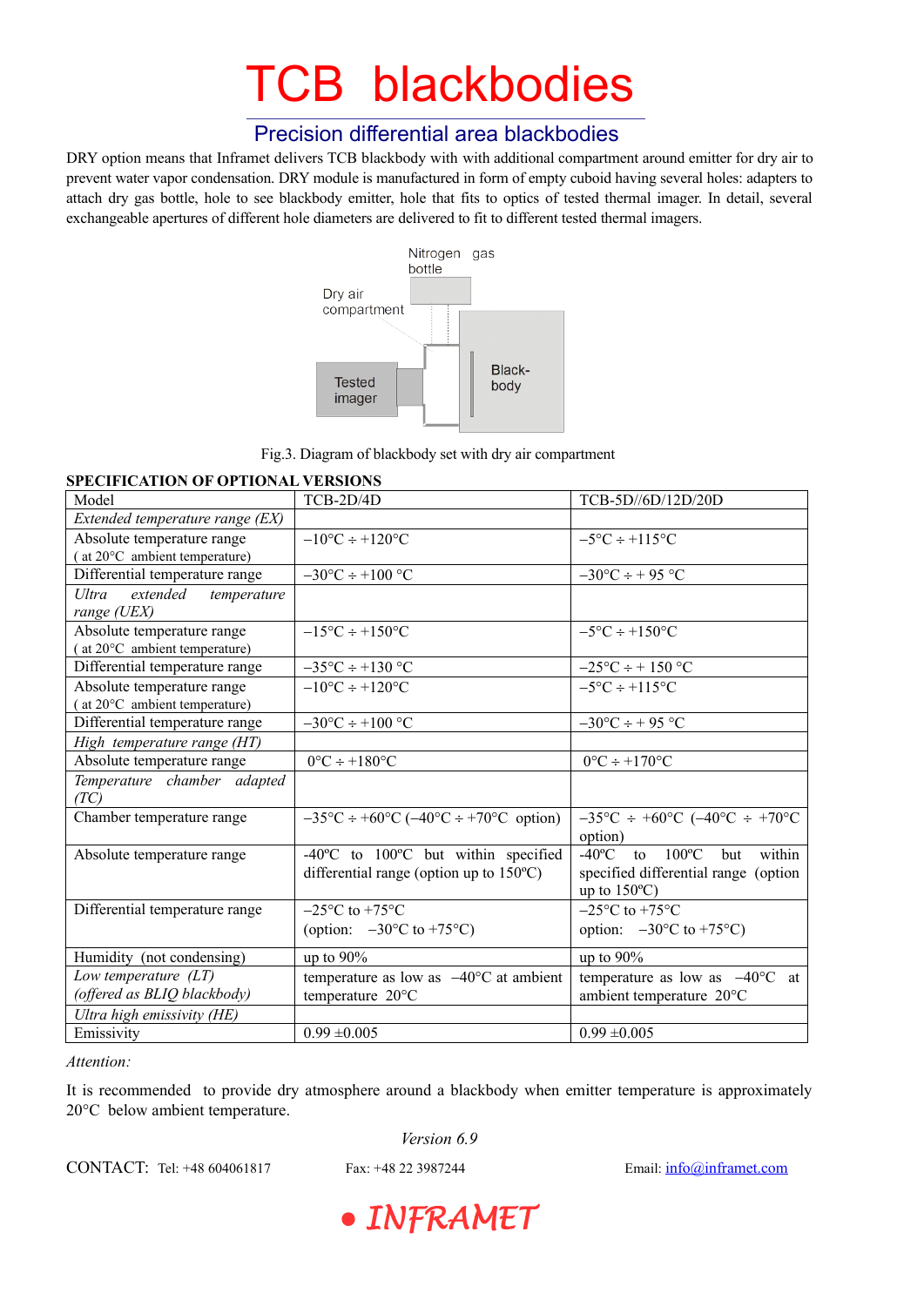# TCB blackbodies

## Precision differential area blackbodies

DRY option means that Inframet delivers TCB blackbody with with additional compartment around emitter for dry air to prevent water vapor condensation. DRY module is manufactured in form of empty cuboid having several holes: adapters to attach dry gas bottle, hole to see blackbody emitter, hole that fits to optics of tested thermal imager. In detail, several exchangeable apertures of different hole diameters are delivered to fit to different tested thermal imagers.

Nitrogen gas bottle

Dry air compartment

Tested imager

Black-body

Fig.3. Diagram of blackbody set with dry air compartment

**SPECIFICATION OF OPTIONAL VERSIONS**

| Model | TCB-2D/4D | TCB-5D//6D/12D/20D |
|---|---|---|
| *Extended temperature range (EX)* | | |
| Absolute temperature range ( at 20°C ambient temperature) | –10°C ÷ +120°C | –5°C ÷ +115°C |
| Differential temperature range | –30°C ÷ +100 °C | –30°C ÷ + 95 °C |
| *Ultra extended temperature range (UEX)* | | |
| Absolute temperature range ( at 20°C ambient temperature) | –15°C ÷ +150°C | –5°C ÷ +150°C |
| Differential temperature range | –35°C ÷ +130 °C | –25°C ÷ + 150 °C |
| Absolute temperature range ( at 20°C ambient temperature) | –10°C ÷ +120°C | –5°C ÷ +115°C |
| Differential temperature range | –30°C ÷ +100 °C | –30°C ÷ + 95 °C |
| *High temperature range (HT)* | | |
| Absolute temperature range | 0°C ÷ +180°C | 0°C ÷ +170°C |
| *Temperature chamber adapted (TC)* | | |
| Chamber temperature range | –35°C ÷ +60°C (–40°C ÷ +70°C option) | –35°C ÷ +60°C (–40°C ÷ +70°C option) |
| Absolute temperature range | -40ºC to 100ºC but within specified differential range (option up to 150ºC) | -40ºC to 100ºC but within specified differential range (option up to 150ºC) |
| Differential temperature range | –25°C to +75°C (option: –30°C to +75°C) | –25°C to +75°C option: –30°C to +75°C) |
| Humidity (not condensing) | up to 90% | up to 90% |
| *Low temperature (LT) (offered as BLIQ blackbody)* | temperature as low as –40°C at ambient temperature 20°C | temperature as low as –40°C at ambient temperature 20°C |
| *Ultra high emissivity (HE)* | | |
| Emissivity | 0.99 ±0.005 | 0.99 ±0.005 |

*Attention:*

It is recommended to provide dry atmosphere around a blackbody when emitter temperature is approximately 20°C below ambient temperature.

*Version 6.9*

CONTACT: Tel: +48 604061817 Fax: +48 22 3987244 Email: info@inframet.com

INFRAMET